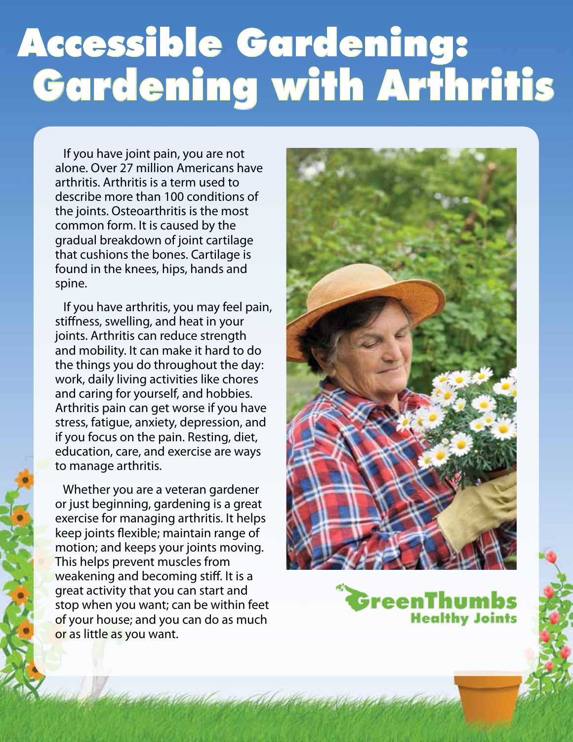# Accessible Gardening: Gardening with Arthritis

If you have joint pain, you are not alone. Over 27 million Americans have arthritis. Arthritis is a term used to describe more than 100 conditions of the joints. Osteoarthritis is the most common form. It is caused by the gradual breakdown of joint cartilage that cushions the bones. Cartilage is found in the knees, hips, hands and spine.

If you have arthritis, you may feel pain, stiffness, swelling, and heat in your joints. Arthritis can reduce strength and mobility. It can make it hard to do the things you do throughout the day: work, daily living activities like chores and caring for yourself, and hobbies. Arthritis pain can get worse if you have stress, fatigue, anxiety, depression, and if you focus on the pain. Resting, diet, education, care, and exercise are ways to manage arthritis.

Whether you are a veteran gardener or just beginning, gardening is a great exercise for managing arthritis. It helps keep joints flexible; maintain range of motion; and keeps your joints moving. This helps prevent muscles from weakening and becoming stiff. It is a great activity that you can start and stop when you want; can be within feet of your house; and you can do as much or as little as you want.

GreenThumbs
Healthy Joints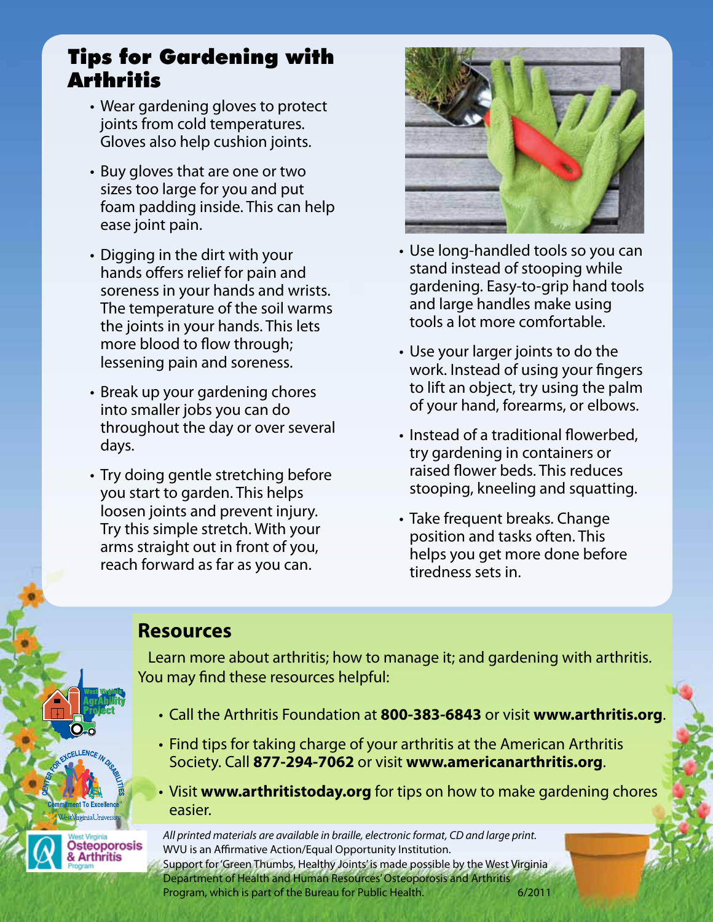## Tips for Gardening with Arthritis

- Wear gardening gloves to protect joints from cold temperatures. Gloves also help cushion joints.
- Buy gloves that are one or two sizes too large for you and put foam padding inside. This can help ease joint pain.
- Digging in the dirt with your hands offers relief for pain and soreness in your hands and wrists. The temperature of the soil warms the joints in your hands. This lets more blood to flow through; lessening pain and soreness.
- Break up your gardening chores into smaller jobs you can do throughout the day or over several days.
- Try doing gentle stretching before you start to garden. This helps loosen joints and prevent injury. Try this simple stretch. With your arms straight out in front of you, reach forward as far as you can.
- Use long-handled tools so you can stand instead of stooping while gardening. Easy-to-grip hand tools and large handles make using tools a lot more comfortable.
- Use your larger joints to do the work. Instead of using your fingers to lift an object, try using the palm of your hand, forearms, or elbows.
- Instead of a traditional flowerbed, try gardening in containers or raised flower beds. This reduces stooping, kneeling and squatting.
- Take frequent breaks. Change position and tasks often. This helps you get more done before tiredness sets in.

## Resources

Learn more about arthritis; how to manage it; and gardening with arthritis. You may find these resources helpful:

- Call the Arthritis Foundation at **800-383-6843** or visit **www.arthritis.org**.
- Find tips for taking charge of your arthritis at the American Arthritis Society. Call **877-294-7062** or visit **www.americanarthritis.org**.
- Visit **www.arthritistoday.org** for tips on how to make gardening chores easier.

West Virginia AgrAbility Project

Center for Excellence in Disabilities "Commitment To Excellence" West Virginia University

West Virginia Osteoporosis & Arthritis Program

*All printed materials are available in braille, electronic format, CD and large print.*
WVU is an Affirmative Action/Equal Opportunity Institution.
Support for 'Green Thumbs, Healthy Joints' is made possible by the West Virginia Department of Health and Human Resources' Osteoporosis and Arthritis Program, which is part of the Bureau for Public Health. 6/2011